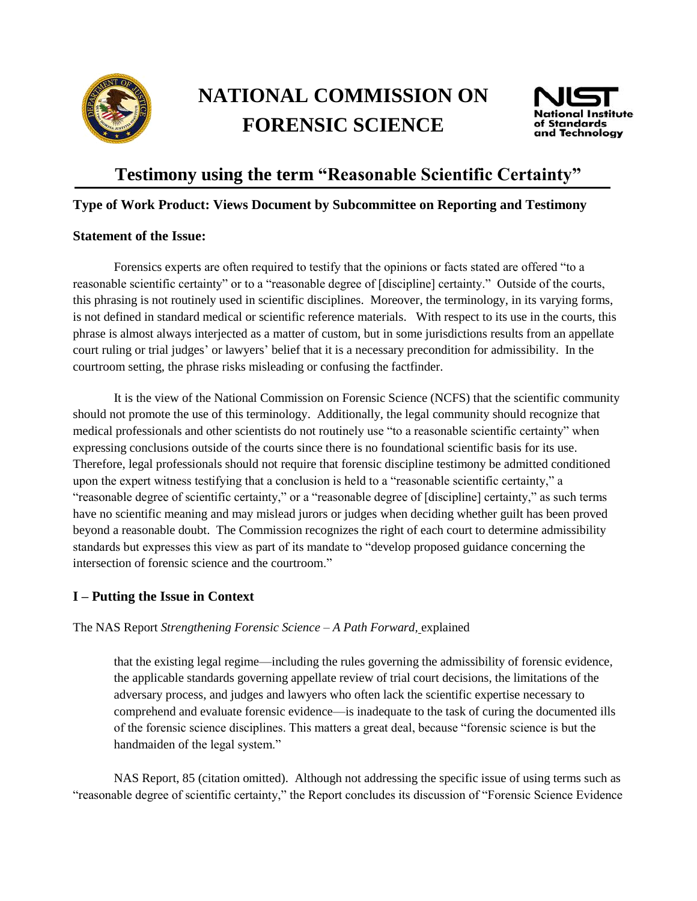# NATIONAL COMMISSION ON FORENSIC SCIENCE

## Testimony using the term "Reasonable Scientific Certainty"

**Type of Work Product: Views Document by Subcommittee on Reporting and Testimony**

**Statement of the Issue:**

Forensics experts are often required to testify that the opinions or facts stated are offered "to a reasonable scientific certainty" or to a "reasonable degree of [discipline] certainty." Outside of the courts, this phrasing is not routinely used in scientific disciplines. Moreover, the terminology, in its varying forms, is not defined in standard medical or scientific reference materials. With respect to its use in the courts, this phrase is almost always interjected as a matter of custom, but in some jurisdictions results from an appellate court ruling or trial judges' or lawyers' belief that it is a necessary precondition for admissibility. In the courtroom setting, the phrase risks misleading or confusing the factfinder.

It is the view of the National Commission on Forensic Science (NCFS) that the scientific community should not promote the use of this terminology. Additionally, the legal community should recognize that medical professionals and other scientists do not routinely use "to a reasonable scientific certainty" when expressing conclusions outside of the courts since there is no foundational scientific basis for its use. Therefore, legal professionals should not require that forensic discipline testimony be admitted conditioned upon the expert witness testifying that a conclusion is held to a "reasonable scientific certainty," a "reasonable degree of scientific certainty," or a "reasonable degree of [discipline] certainty," as such terms have no scientific meaning and may mislead jurors or judges when deciding whether guilt has been proved beyond a reasonable doubt. The Commission recognizes the right of each court to determine admissibility standards but expresses this view as part of its mandate to "develop proposed guidance concerning the intersection of forensic science and the courtroom."

## I – Putting the Issue in Context

The NAS Report *Strengthening Forensic Science – A Path Forward*, explained

> that the existing legal regime—including the rules governing the admissibility of forensic evidence, the applicable standards governing appellate review of trial court decisions, the limitations of the adversary process, and judges and lawyers who often lack the scientific expertise necessary to comprehend and evaluate forensic evidence—is inadequate to the task of curing the documented ills of the forensic science disciplines. This matters a great deal, because "forensic science is but the handmaiden of the legal system."

NAS Report, 85 (citation omitted). Although not addressing the specific issue of using terms such as "reasonable degree of scientific certainty," the Report concludes its discussion of "Forensic Science Evidence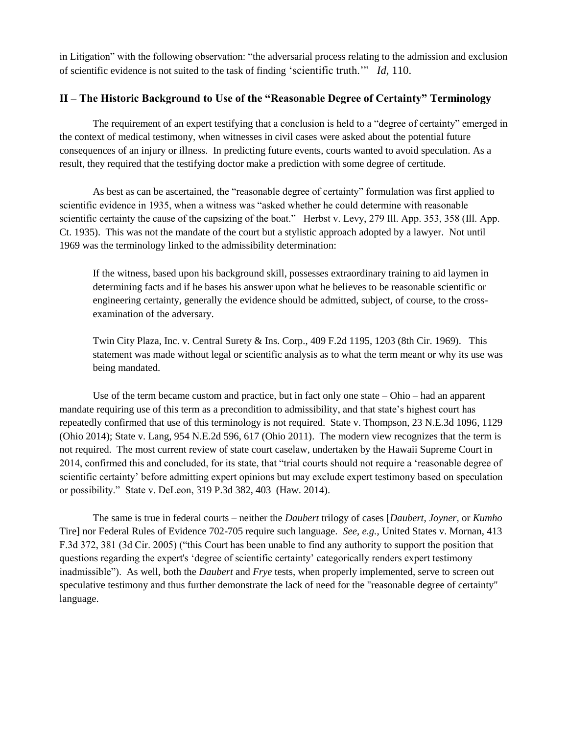in Litigation" with the following observation: "the adversarial process relating to the admission and exclusion of scientific evidence is not suited to the task of finding 'scientific truth.'" *Id,* 110.

## II – The Historic Background to Use of the "Reasonable Degree of Certainty" Terminology

The requirement of an expert testifying that a conclusion is held to a "degree of certainty" emerged in the context of medical testimony, when witnesses in civil cases were asked about the potential future consequences of an injury or illness. In predicting future events, courts wanted to avoid speculation. As a result, they required that the testifying doctor make a prediction with some degree of certitude.

As best as can be ascertained, the "reasonable degree of certainty" formulation was first applied to scientific evidence in 1935, when a witness was "asked whether he could determine with reasonable scientific certainty the cause of the capsizing of the boat." Herbst v. Levy, 279 Ill. App. 353, 358 (Ill. App. Ct. 1935). This was not the mandate of the court but a stylistic approach adopted by a lawyer. Not until 1969 was the terminology linked to the admissibility determination:

> If the witness, based upon his background skill, possesses extraordinary training to aid laymen in determining facts and if he bases his answer upon what he believes to be reasonable scientific or engineering certainty, generally the evidence should be admitted, subject, of course, to the cross-examination of the adversary.
>
> Twin City Plaza, Inc. v. Central Surety & Ins. Corp., 409 F.2d 1195, 1203 (8th Cir. 1969). This statement was made without legal or scientific analysis as to what the term meant or why its use was being mandated.

Use of the term became custom and practice, but in fact only one state – Ohio – had an apparent mandate requiring use of this term as a precondition to admissibility, and that state's highest court has repeatedly confirmed that use of this terminology is not required. State v. Thompson, 23 N.E.3d 1096, 1129 (Ohio 2014); State v. Lang, 954 N.E.2d 596, 617 (Ohio 2011). The modern view recognizes that the term is not required. The most current review of state court caselaw, undertaken by the Hawaii Supreme Court in 2014, confirmed this and concluded, for its state, that "trial courts should not require a 'reasonable degree of scientific certainty' before admitting expert opinions but may exclude expert testimony based on speculation or possibility." State v. DeLeon, 319 P.3d 382, 403 (Haw. 2014).

The same is true in federal courts – neither the *Daubert* trilogy of cases [*Daubert*, *Joyner*, or *Kumho* Tire] nor Federal Rules of Evidence 702-705 require such language. *See, e.g.,* United States v. Mornan, 413 F.3d 372, 381 (3d Cir. 2005) ("this Court has been unable to find any authority to support the position that questions regarding the expert's 'degree of scientific certainty' categorically renders expert testimony inadmissible"). As well, both the *Daubert* and *Frye* tests, when properly implemented, serve to screen out speculative testimony and thus further demonstrate the lack of need for the "reasonable degree of certainty" language.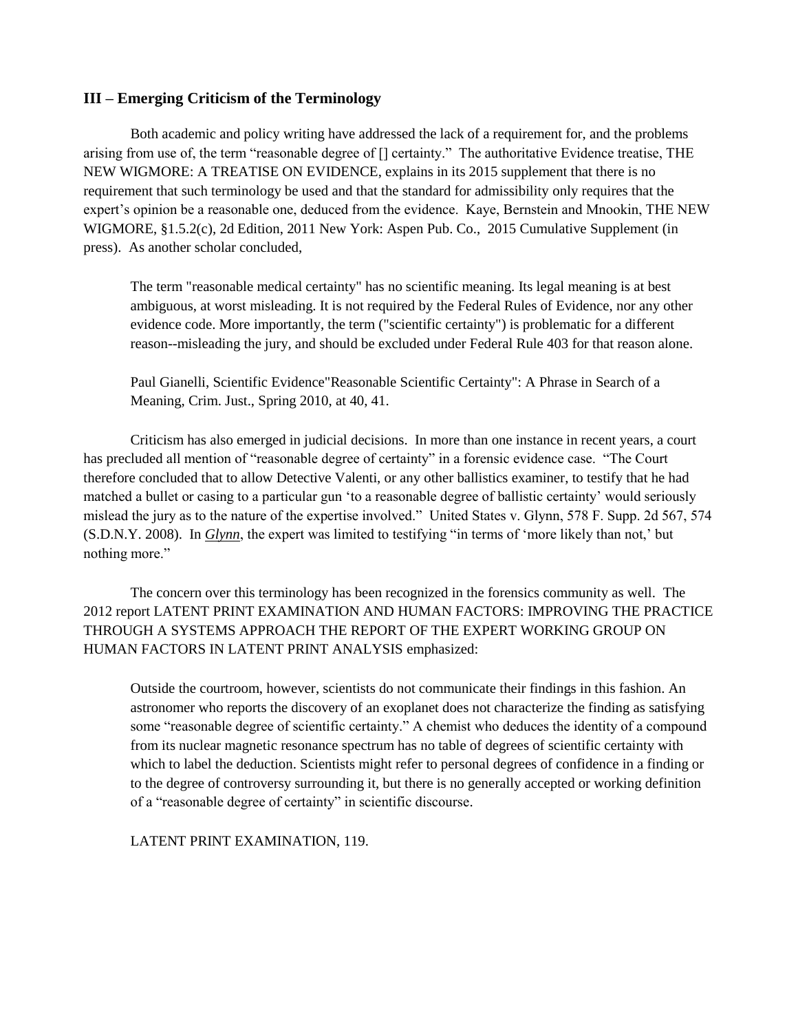### III – Emerging Criticism of the Terminology

Both academic and policy writing have addressed the lack of a requirement for, and the problems arising from use of, the term "reasonable degree of [] certainty." The authoritative Evidence treatise, THE NEW WIGMORE: A TREATISE ON EVIDENCE, explains in its 2015 supplement that there is no requirement that such terminology be used and that the standard for admissibility only requires that the expert's opinion be a reasonable one, deduced from the evidence. Kaye, Bernstein and Mnookin, THE NEW WIGMORE, §1.5.2(c), 2d Edition, 2011 New York: Aspen Pub. Co., 2015 Cumulative Supplement (in press). As another scholar concluded,

> The term "reasonable medical certainty" has no scientific meaning. Its legal meaning is at best ambiguous, at worst misleading. It is not required by the Federal Rules of Evidence, nor any other evidence code. More importantly, the term ("scientific certainty") is problematic for a different reason--misleading the jury, and should be excluded under Federal Rule 403 for that reason alone.
>
> Paul Gianelli, Scientific Evidence"Reasonable Scientific Certainty": A Phrase in Search of a Meaning, Crim. Just., Spring 2010, at 40, 41.

Criticism has also emerged in judicial decisions. In more than one instance in recent years, a court has precluded all mention of "reasonable degree of certainty" in a forensic evidence case. "The Court therefore concluded that to allow Detective Valenti, or any other ballistics examiner, to testify that he had matched a bullet or casing to a particular gun 'to a reasonable degree of ballistic certainty' would seriously mislead the jury as to the nature of the expertise involved." United States v. Glynn, 578 F. Supp. 2d 567, 574 (S.D.N.Y. 2008). In ***Glynn***, the expert was limited to testifying "in terms of 'more likely than not,' but nothing more."

The concern over this terminology has been recognized in the forensics community as well. The 2012 report LATENT PRINT EXAMINATION AND HUMAN FACTORS: IMPROVING THE PRACTICE THROUGH A SYSTEMS APPROACH THE REPORT OF THE EXPERT WORKING GROUP ON HUMAN FACTORS IN LATENT PRINT ANALYSIS emphasized:

> Outside the courtroom, however, scientists do not communicate their findings in this fashion. An astronomer who reports the discovery of an exoplanet does not characterize the finding as satisfying some "reasonable degree of scientific certainty." A chemist who deduces the identity of a compound from its nuclear magnetic resonance spectrum has no table of degrees of scientific certainty with which to label the deduction. Scientists might refer to personal degrees of confidence in a finding or to the degree of controversy surrounding it, but there is no generally accepted or working definition of a "reasonable degree of certainty" in scientific discourse.
>
> LATENT PRINT EXAMINATION, 119.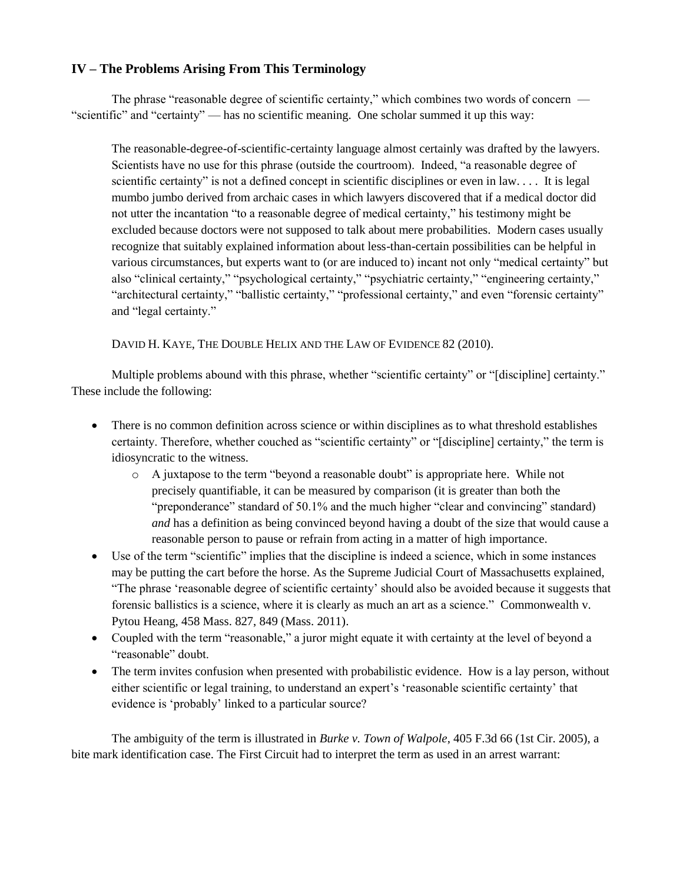## IV – The Problems Arising From This Terminology

The phrase "reasonable degree of scientific certainty," which combines two words of concern — "scientific" and "certainty" — has no scientific meaning. One scholar summed it up this way:

> The reasonable-degree-of-scientific-certainty language almost certainly was drafted by the lawyers. Scientists have no use for this phrase (outside the courtroom). Indeed, "a reasonable degree of scientific certainty" is not a defined concept in scientific disciplines or even in law. . . . It is legal mumbo jumbo derived from archaic cases in which lawyers discovered that if a medical doctor did not utter the incantation "to a reasonable degree of medical certainty," his testimony might be excluded because doctors were not supposed to talk about mere probabilities. Modern cases usually recognize that suitably explained information about less-than-certain possibilities can be helpful in various circumstances, but experts want to (or are induced to) incant not only "medical certainty" but also "clinical certainty," "psychological certainty," "psychiatric certainty," "engineering certainty," "architectural certainty," "ballistic certainty," "professional certainty," and even "forensic certainty" and "legal certainty."
>
> DAVID H. KAYE, THE DOUBLE HELIX AND THE LAW OF EVIDENCE 82 (2010).

Multiple problems abound with this phrase, whether "scientific certainty" or "[discipline] certainty." These include the following:

- There is no common definition across science or within disciplines as to what threshold establishes certainty. Therefore, whether couched as "scientific certainty" or "[discipline] certainty," the term is idiosyncratic to the witness.
  - A juxtapose to the term "beyond a reasonable doubt" is appropriate here. While not precisely quantifiable, it can be measured by comparison (it is greater than both the "preponderance" standard of 50.1% and the much higher "clear and convincing" standard) *and* has a definition as being convinced beyond having a doubt of the size that would cause a reasonable person to pause or refrain from acting in a matter of high importance.
- Use of the term "scientific" implies that the discipline is indeed a science, which in some instances may be putting the cart before the horse. As the Supreme Judicial Court of Massachusetts explained, "The phrase 'reasonable degree of scientific certainty' should also be avoided because it suggests that forensic ballistics is a science, where it is clearly as much an art as a science." Commonwealth v. Pytou Heang, 458 Mass. 827, 849 (Mass. 2011).
- Coupled with the term "reasonable," a juror might equate it with certainty at the level of beyond a "reasonable" doubt.
- The term invites confusion when presented with probabilistic evidence. How is a lay person, without either scientific or legal training, to understand an expert's 'reasonable scientific certainty' that evidence is 'probably' linked to a particular source?

The ambiguity of the term is illustrated in *Burke v. Town of Walpole*, 405 F.3d 66 (1st Cir. 2005), a bite mark identification case. The First Circuit had to interpret the term as used in an arrest warrant: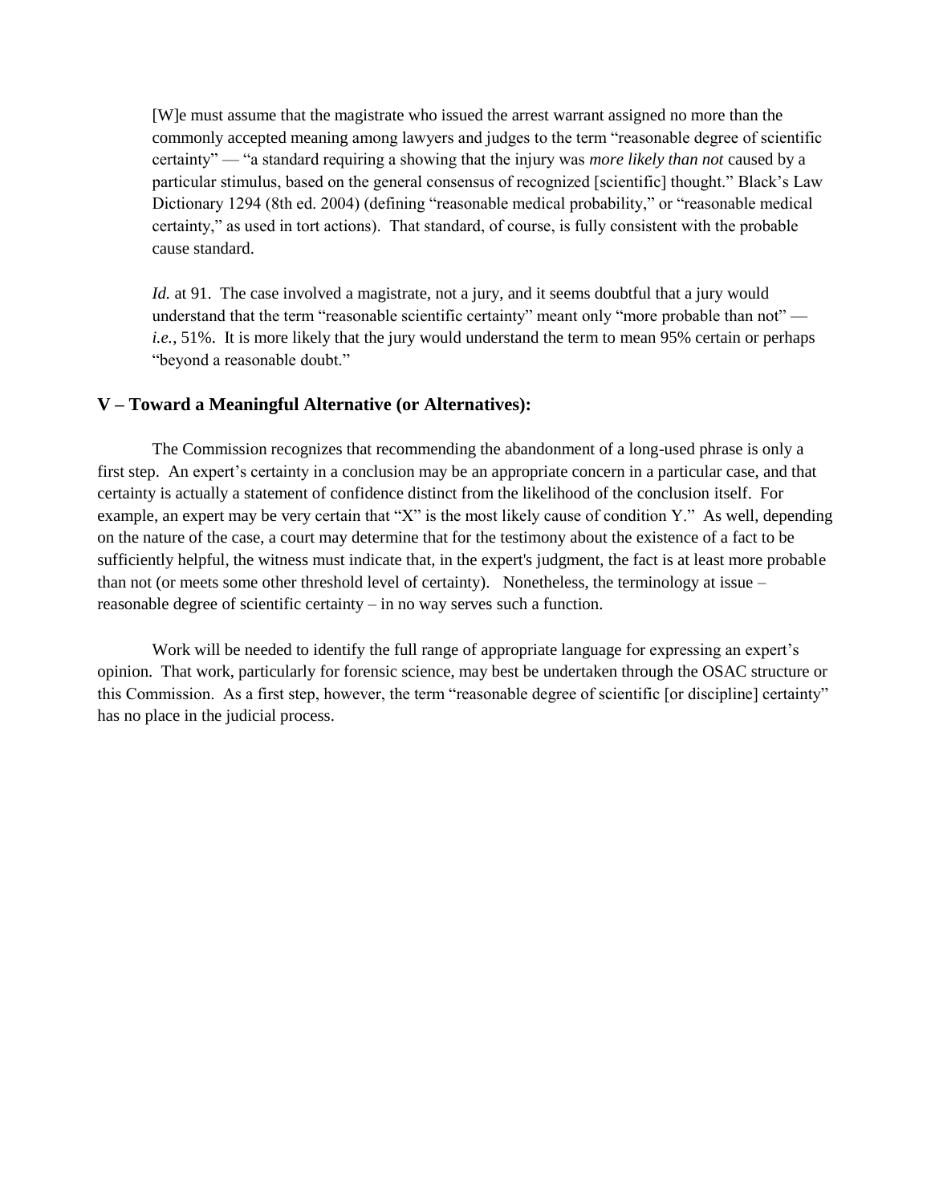> [W]e must assume that the magistrate who issued the arrest warrant assigned no more than the commonly accepted meaning among lawyers and judges to the term "reasonable degree of scientific certainty" — "a standard requiring a showing that the injury was *more likely than not* caused by a particular stimulus, based on the general consensus of recognized [scientific] thought." Black's Law Dictionary 1294 (8th ed. 2004) (defining "reasonable medical probability," or "reasonable medical certainty," as used in tort actions). That standard, of course, is fully consistent with the probable cause standard.
>
> *Id.* at 91. The case involved a magistrate, not a jury, and it seems doubtful that a jury would understand that the term "reasonable scientific certainty" meant only "more probable than not" — *i.e.*, 51%. It is more likely that the jury would understand the term to mean 95% certain or perhaps "beyond a reasonable doubt."

## V – Toward a Meaningful Alternative (or Alternatives):

The Commission recognizes that recommending the abandonment of a long-used phrase is only a first step. An expert's certainty in a conclusion may be an appropriate concern in a particular case, and that certainty is actually a statement of confidence distinct from the likelihood of the conclusion itself. For example, an expert may be very certain that "X" is the most likely cause of condition Y." As well, depending on the nature of the case, a court may determine that for the testimony about the existence of a fact to be sufficiently helpful, the witness must indicate that, in the expert's judgment, the fact is at least more probable than not (or meets some other threshold level of certainty). Nonetheless, the terminology at issue – reasonable degree of scientific certainty – in no way serves such a function.

Work will be needed to identify the full range of appropriate language for expressing an expert's opinion. That work, particularly for forensic science, may best be undertaken through the OSAC structure or this Commission. As a first step, however, the term "reasonable degree of scientific [or discipline] certainty" has no place in the judicial process.